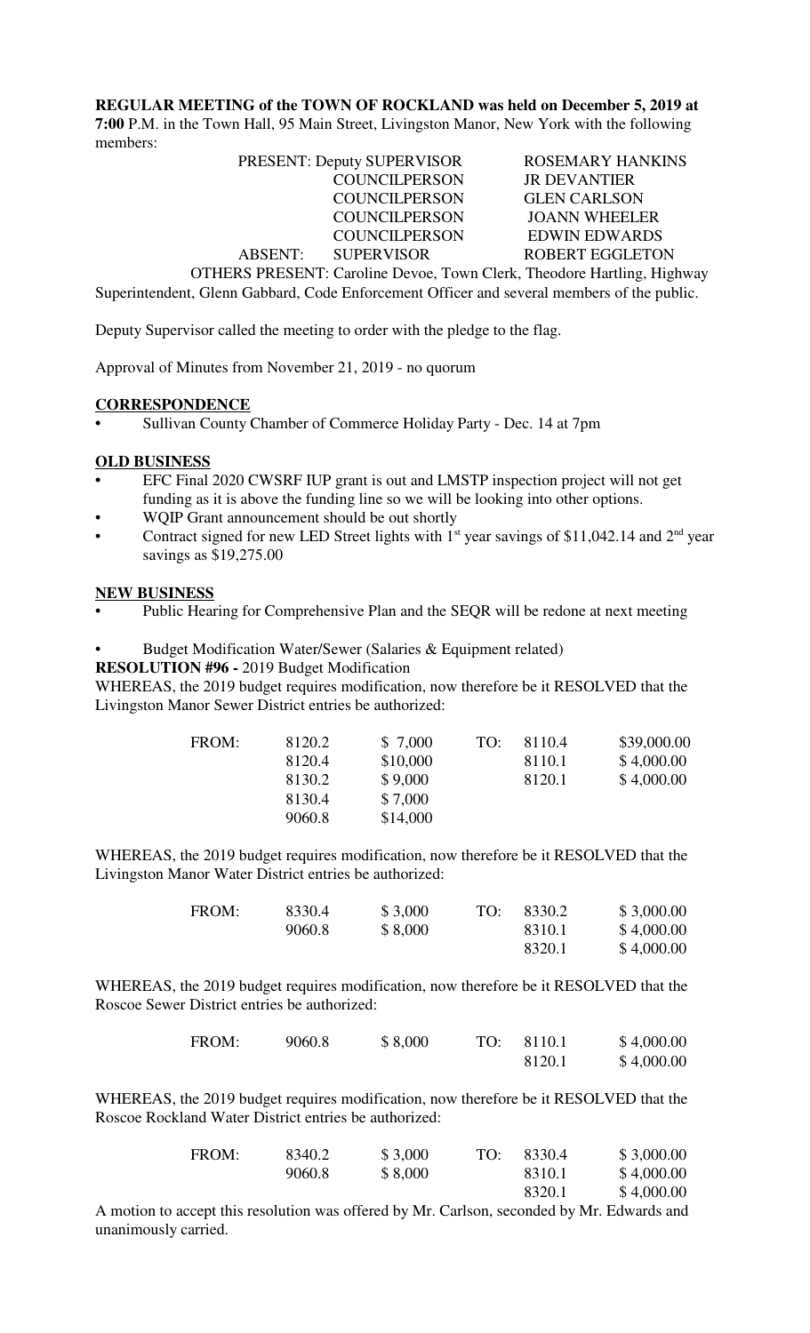**REGULAR MEETING of the TOWN OF ROCKLAND was held on December 5, 2019 at 7:00 P.M. in the Town Hall, 95 Main Street, Livingston Manor, New York with the following members:**

| | | |
|---|---|---|
| PRESENT: | Deputy SUPERVISOR | ROSEMARY HANKINS |
| | COUNCILPERSON | JR DEVANTIER |
| | COUNCILPERSON | GLEN CARLSON |
| | COUNCILPERSON | JOANN WHEELER |
| | COUNCILPERSON | EDWIN EDWARDS |
| ABSENT: | SUPERVISOR | ROBERT EGGLETON |

OTHERS PRESENT: Caroline Devoe, Town Clerk, Theodore Hartling, Highway Superintendent, Glenn Gabbard, Code Enforcement Officer and several members of the public.

Deputy Supervisor called the meeting to order with the pledge to the flag.

Approval of Minutes from November 21, 2019 - no quorum

**CORRESPONDENCE**

- Sullivan County Chamber of Commerce Holiday Party - Dec. 14 at 7pm

**OLD BUSINESS**

- EFC Final 2020 CWSRF IUP grant is out and LMSTP inspection project will not get funding as it is above the funding line so we will be looking into other options.
- WQIP Grant announcement should be out shortly
- Contract signed for new LED Street lights with 1st year savings of $11,042.14 and 2nd year savings as $19,275.00

**NEW BUSINESS**

- Public Hearing for Comprehensive Plan and the SEQR will be redone at next meeting
- Budget Modification Water/Sewer (Salaries & Equipment related)

**RESOLUTION #96 -** 2019 Budget Modification

WHEREAS, the 2019 budget requires modification, now therefore be it RESOLVED that the Livingston Manor Sewer District entries be authorized:

| | | | | | |
|---|---|---|---|---|---|
| FROM: | 8120.2 | $ 7,000 | TO: | 8110.4 | $39,000.00 |
| | 8120.4 | $10,000 | | 8110.1 | $ 4,000.00 |
| | 8130.2 | $ 9,000 | | 8120.1 | $ 4,000.00 |
| | 8130.4 | $ 7,000 | | | |
| | 9060.8 | $14,000 | | | |

WHEREAS, the 2019 budget requires modification, now therefore be it RESOLVED that the Livingston Manor Water District entries be authorized:

| | | | | | |
|---|---|---|---|---|---|
| FROM: | 8330.4 | $ 3,000 | TO: | 8330.2 | $ 3,000.00 |
| | 9060.8 | $ 8,000 | | 8310.1 | $ 4,000.00 |
| | | | | 8320.1 | $ 4,000.00 |

WHEREAS, the 2019 budget requires modification, now therefore be it RESOLVED that the Roscoe Sewer District entries be authorized:

| | | | | | |
|---|---|---|---|---|---|
| FROM: | 9060.8 | $ 8,000 | TO: | 8110.1 | $ 4,000.00 |
| | | | | 8120.1 | $ 4,000.00 |

WHEREAS, the 2019 budget requires modification, now therefore be it RESOLVED that the Roscoe Rockland Water District entries be authorized:

| | | | | | |
|---|---|---|---|---|---|
| FROM: | 8340.2 | $ 3,000 | TO: | 8330.4 | $ 3,000.00 |
| | 9060.8 | $ 8,000 | | 8310.1 | $ 4,000.00 |
| | | | | 8320.1 | $ 4,000.00 |

A motion to accept this resolution was offered by Mr. Carlson, seconded by Mr. Edwards and unanimously carried.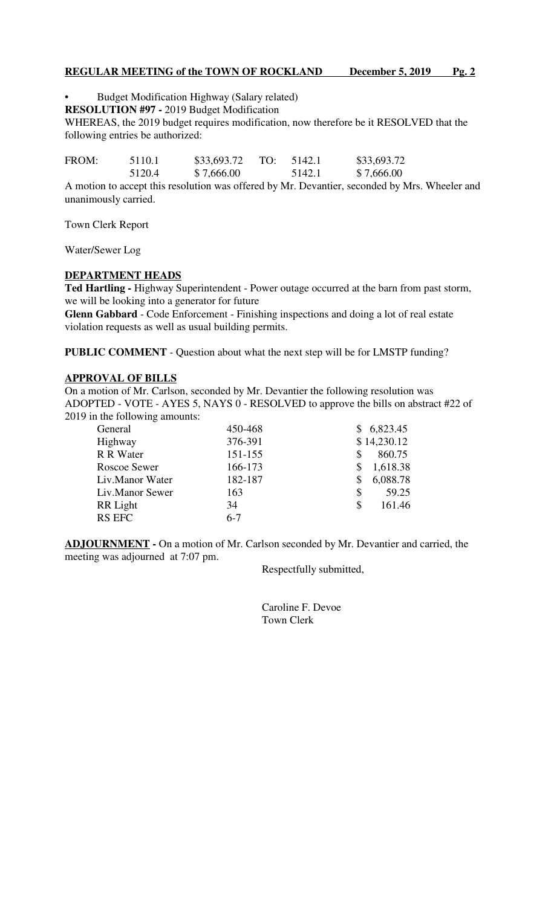• Budget Modification Highway (Salary related)

**RESOLUTION #97 -** 2019 Budget Modification

WHEREAS, the 2019 budget requires modification, now therefore be it RESOLVED that the following entries be authorized:

| | | | | | |
|---|---|---|---|---|---|
| FROM: | 5110.1 | $33,693.72 | TO: | 5142.1 | $33,693.72 |
| | 5120.4 | $ 7,666.00 | | 5142.1 | $ 7,666.00 |

A motion to accept this resolution was offered by Mr. Devantier, seconded by Mrs. Wheeler and unanimously carried.

Town Clerk Report

Water/Sewer Log

## DEPARTMENT HEADS

**Ted Hartling -** Highway Superintendent - Power outage occurred at the barn from past storm, we will be looking into a generator for future

**Glenn Gabbard** - Code Enforcement - Finishing inspections and doing a lot of real estate violation requests as well as usual building permits.

**PUBLIC COMMENT** - Question about what the next step will be for LMSTP funding?

## APPROVAL OF BILLS

On a motion of Mr. Carlson, seconded by Mr. Devantier the following resolution was ADOPTED - VOTE - AYES 5, NAYS 0 - RESOLVED to approve the bills on abstract #22 of 2019 in the following amounts:

| | | |
|---|---|---|
| General | 450-468 | $ 6,823.45 |
| Highway | 376-391 | $ 14,230.12 |
| R R Water | 151-155 | $ 860.75 |
| Roscoe Sewer | 166-173 | $ 1,618.38 |
| Liv.Manor Water | 182-187 | $ 6,088.78 |
| Liv.Manor Sewer | 163 | $ 59.25 |
| RR Light | 34 | $ 161.46 |
| RS EFC | 6-7 | |

**ADJOURNMENT -** On a motion of Mr. Carlson seconded by Mr. Devantier and carried, the meeting was adjourned at 7:07 pm.

Respectfully submitted,

Caroline F. Devoe
Town Clerk